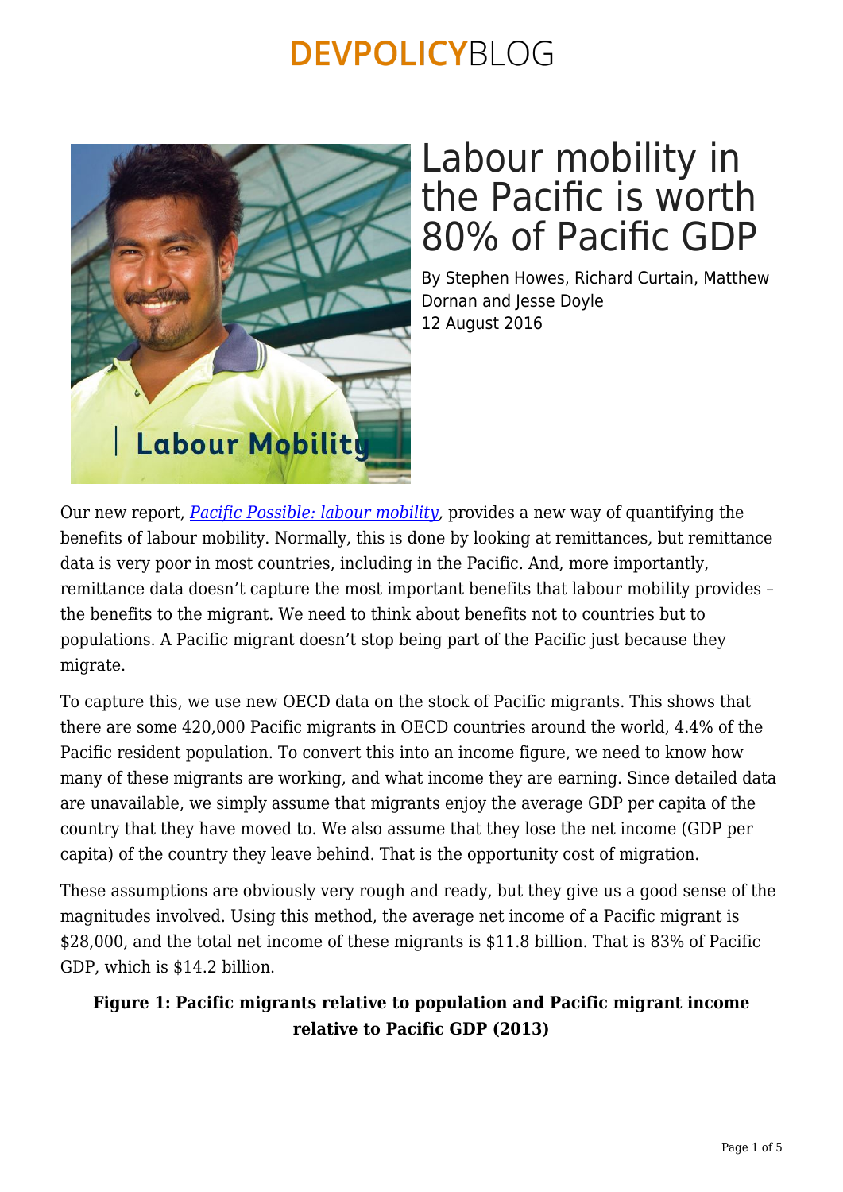# Labour mobility in the Pacific is worth 80% of Pacific GDP

By Stephen Howes, Richard Curtain, Matthew Dornan and Jesse Doyle
12 August 2016

Our new report, *Pacific Possible: labour mobility*, provides a new way of quantifying the benefits of labour mobility. Normally, this is done by looking at remittances, but remittance data is very poor in most countries, including in the Pacific. And, more importantly, remittance data doesn't capture the most important benefits that labour mobility provides – the benefits to the migrant. We need to think about benefits not to countries but to populations. A Pacific migrant doesn't stop being part of the Pacific just because they migrate.

To capture this, we use new OECD data on the stock of Pacific migrants. This shows that there are some 420,000 Pacific migrants in OECD countries around the world, 4.4% of the Pacific resident population. To convert this into an income figure, we need to know how many of these migrants are working, and what income they are earning. Since detailed data are unavailable, we simply assume that migrants enjoy the average GDP per capita of the country that they have moved to. We also assume that they lose the net income (GDP per capita) of the country they leave behind. That is the opportunity cost of migration.

These assumptions are obviously very rough and ready, but they give us a good sense of the magnitudes involved. Using this method, the average net income of a Pacific migrant is $28,000, and the total net income of these migrants is $11.8 billion. That is 83% of Pacific GDP, which is $14.2 billion.

**Figure 1: Pacific migrants relative to population and Pacific migrant income relative to Pacific GDP (2013)**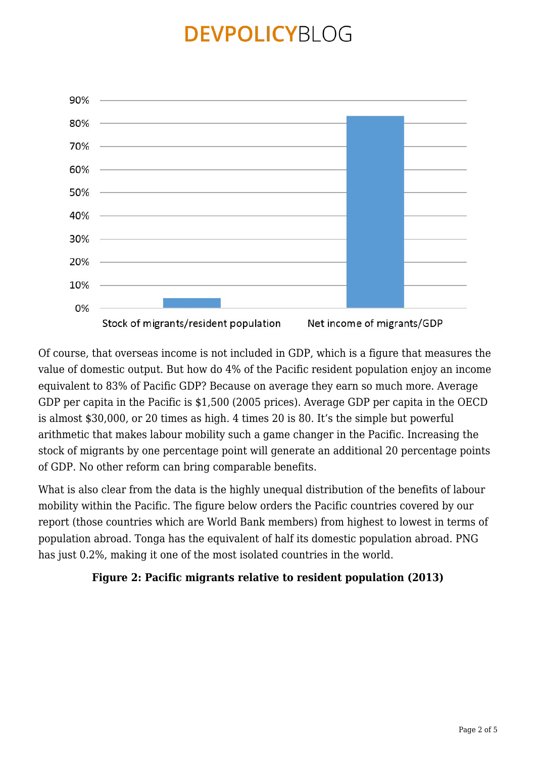Of course, that overseas income is not included in GDP, which is a figure that measures the value of domestic output. But how do 4% of the Pacific resident population enjoy an income equivalent to 83% of Pacific GDP? Because on average they earn so much more. Average GDP per capita in the Pacific is $1,500 (2005 prices). Average GDP per capita in the OECD is almost $30,000, or 20 times as high. 4 times 20 is 80. It's the simple but powerful arithmetic that makes labour mobility such a game changer in the Pacific. Increasing the stock of migrants by one percentage point will generate an additional 20 percentage points of GDP. No other reform can bring comparable benefits.

What is also clear from the data is the highly unequal distribution of the benefits of labour mobility within the Pacific. The figure below orders the Pacific countries covered by our report (those countries which are World Bank members) from highest to lowest in terms of population abroad. Tonga has the equivalent of half its domestic population abroad. PNG has just 0.2%, making it one of the most isolated countries in the world.

**Figure 2: Pacific migrants relative to resident population (2013)**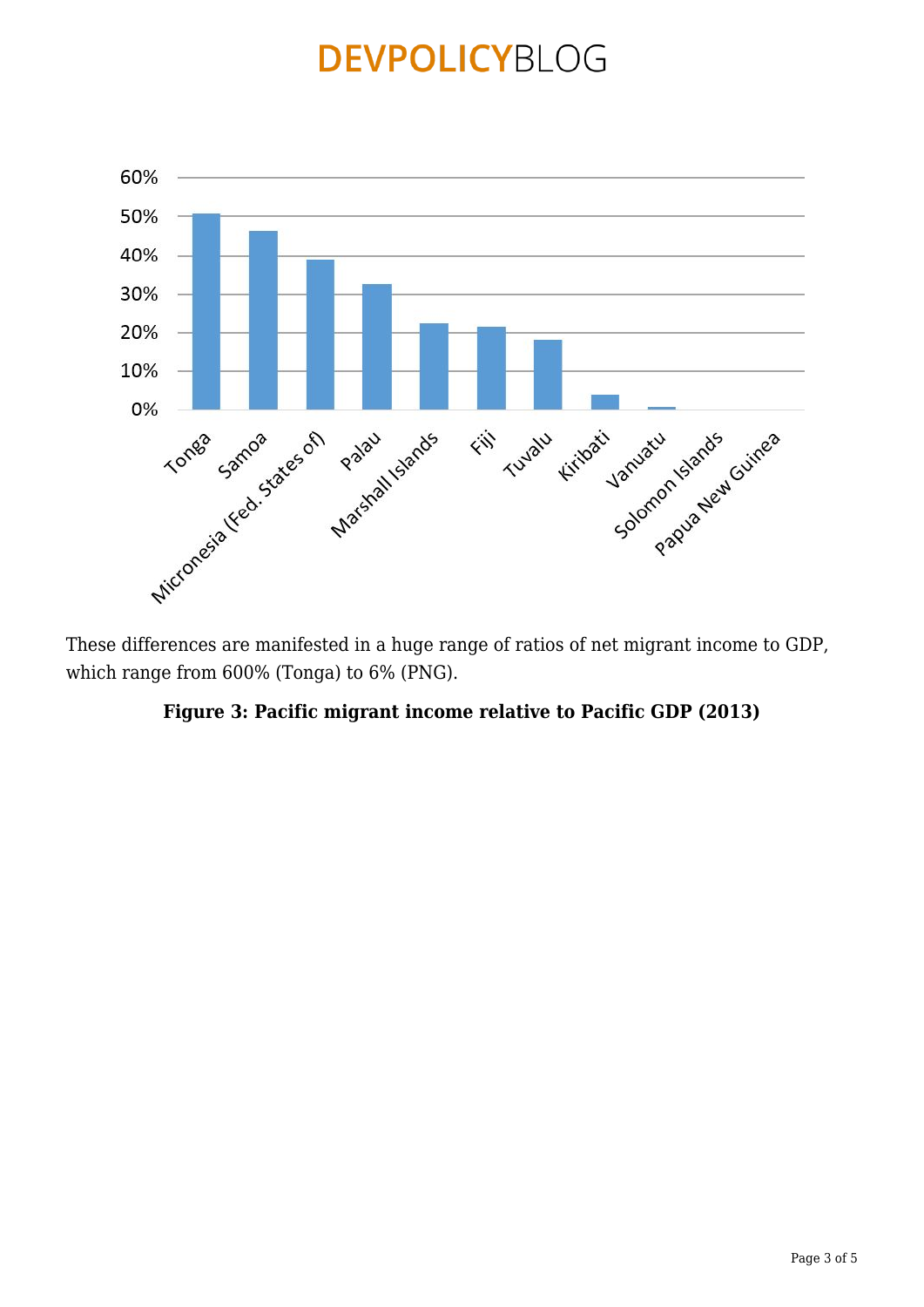These differences are manifested in a huge range of ratios of net migrant income to GDP, which range from 600% (Tonga) to 6% (PNG).

**Figure 3: Pacific migrant income relative to Pacific GDP (2013)**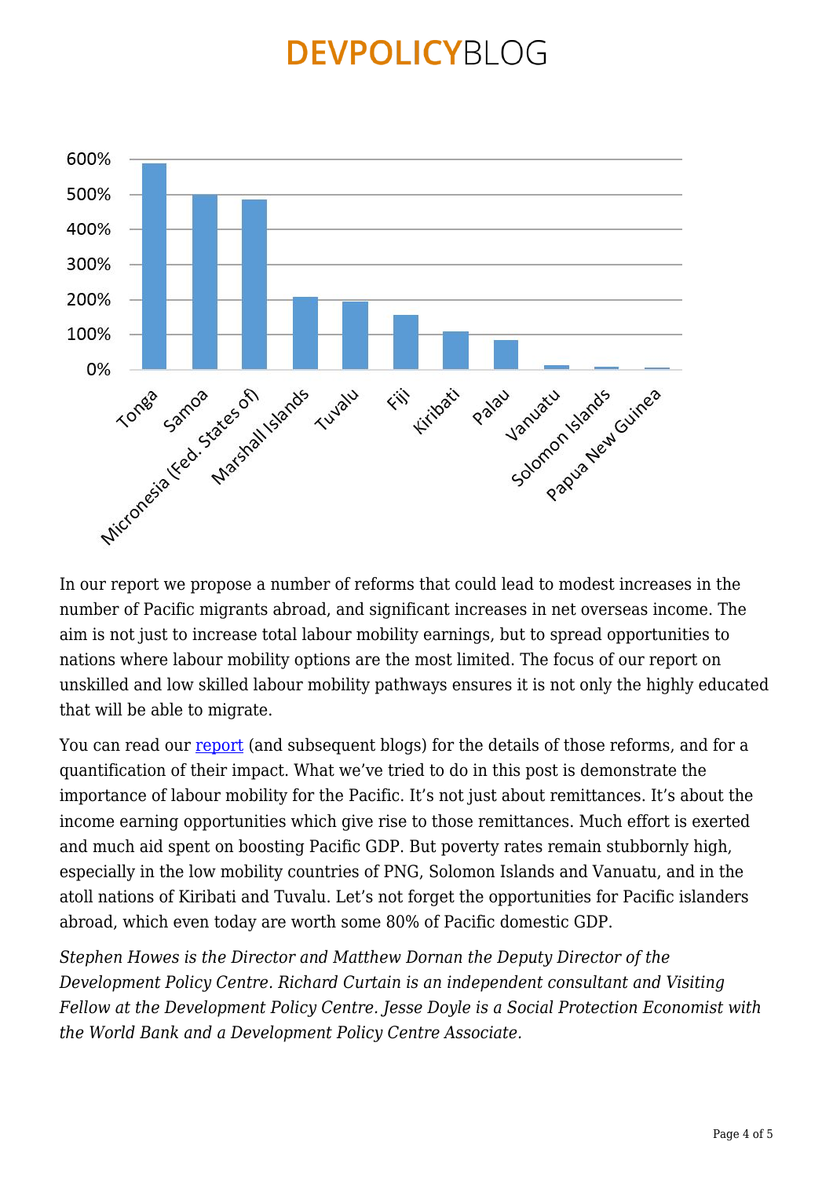In our report we propose a number of reforms that could lead to modest increases in the number of Pacific migrants abroad, and significant increases in net overseas income. The aim is not just to increase total labour mobility earnings, but to spread opportunities to nations where labour mobility options are the most limited. The focus of our report on unskilled and low skilled labour mobility pathways ensures it is not only the highly educated that will be able to migrate.

You can read our report (and subsequent blogs) for the details of those reforms, and for a quantification of their impact. What we've tried to do in this post is demonstrate the importance of labour mobility for the Pacific. It's not just about remittances. It's about the income earning opportunities which give rise to those remittances. Much effort is exerted and much aid spent on boosting Pacific GDP. But poverty rates remain stubbornly high, especially in the low mobility countries of PNG, Solomon Islands and Vanuatu, and in the atoll nations of Kiribati and Tuvalu. Let's not forget the opportunities for Pacific islanders abroad, which even today are worth some 80% of Pacific domestic GDP.

*Stephen Howes is the Director and Matthew Dornan the Deputy Director of the Development Policy Centre. Richard Curtain is an independent consultant and Visiting Fellow at the Development Policy Centre. Jesse Doyle is a Social Protection Economist with the World Bank and a Development Policy Centre Associate.*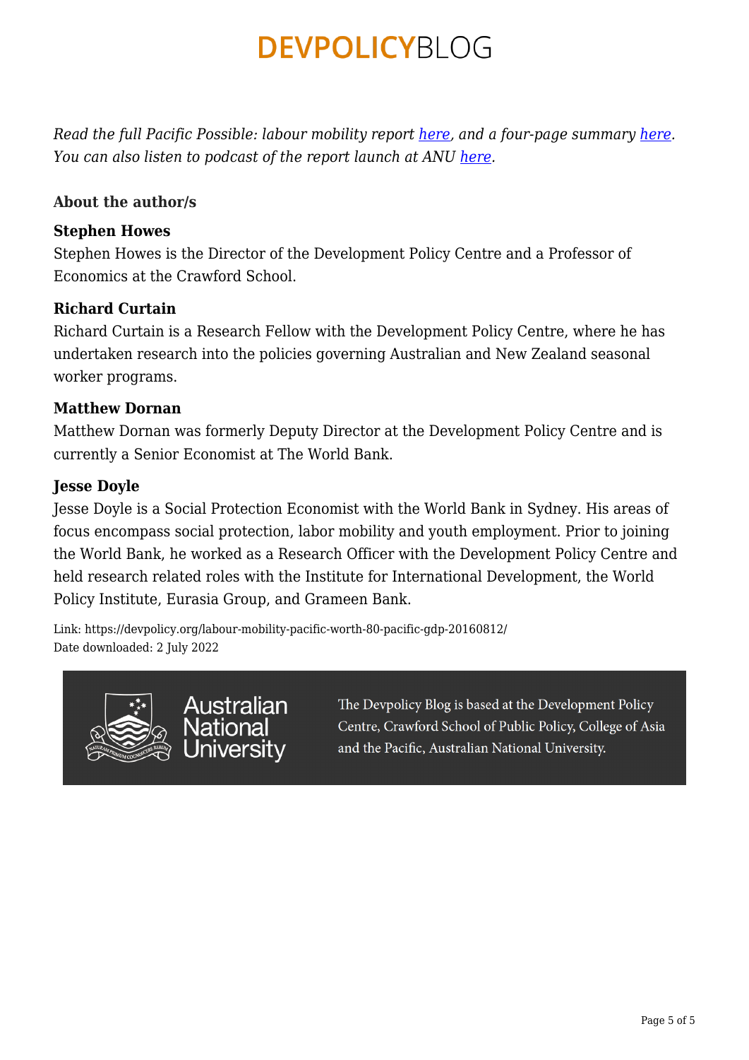*Read the full Pacific Possible: labour mobility report here, and a four-page summary here. You can also listen to podcast of the report launch at ANU here.*

### About the author/s

**Stephen Howes**
Stephen Howes is the Director of the Development Policy Centre and a Professor of Economics at the Crawford School.

**Richard Curtain**
Richard Curtain is a Research Fellow with the Development Policy Centre, where he has undertaken research into the policies governing Australian and New Zealand seasonal worker programs.

**Matthew Dornan**
Matthew Dornan was formerly Deputy Director at the Development Policy Centre and is currently a Senior Economist at The World Bank.

**Jesse Doyle**
Jesse Doyle is a Social Protection Economist with the World Bank in Sydney. His areas of focus encompass social protection, labor mobility and youth employment. Prior to joining the World Bank, he worked as a Research Officer with the Development Policy Centre and held research related roles with the Institute for International Development, the World Policy Institute, Eurasia Group, and Grameen Bank.

Link: https://devpolicy.org/labour-mobility-pacific-worth-80-pacific-gdp-20160812/
Date downloaded: 2 July 2022

Australian National University

The Devpolicy Blog is based at the Development Policy Centre, Crawford School of Public Policy, College of Asia and the Pacific, Australian National University.